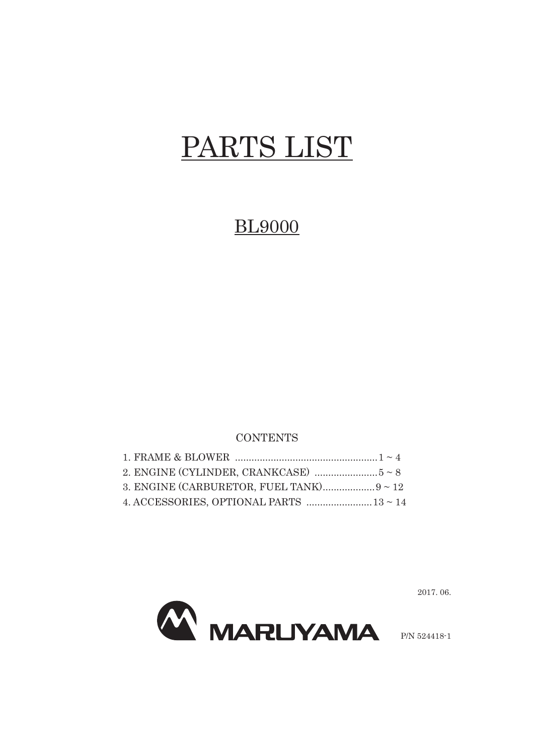# PARTS LIST

## BL9000

CONTENTS

1. FRAME & BLOWER .................................................... 1 ~ 4
2. ENGINE (CYLINDER, CRANKCASE) ....................... 5 ~ 8
3. ENGINE (CARBURETOR, FUEL TANK)................... 9 ~ 12
4. ACCESSORIES, OPTIONAL PARTS ........................ 13 ~ 14

2017. 06.

MARUYAMA

P/N 524418-1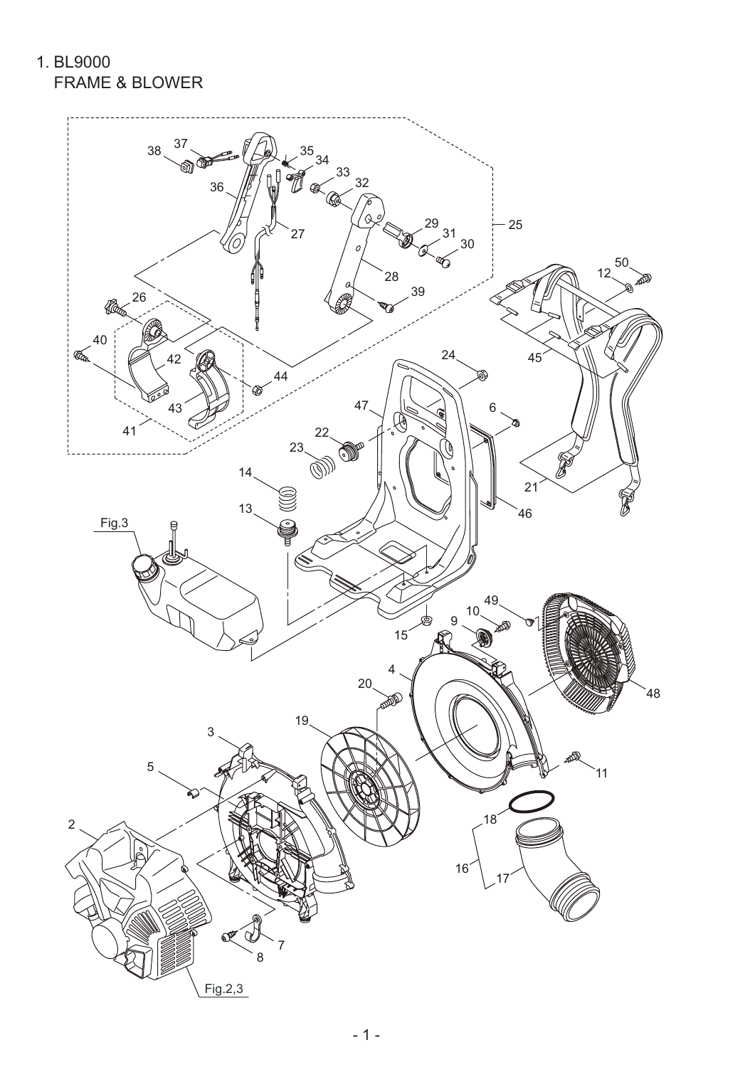# 1. BL9000

## FRAME & BLOWER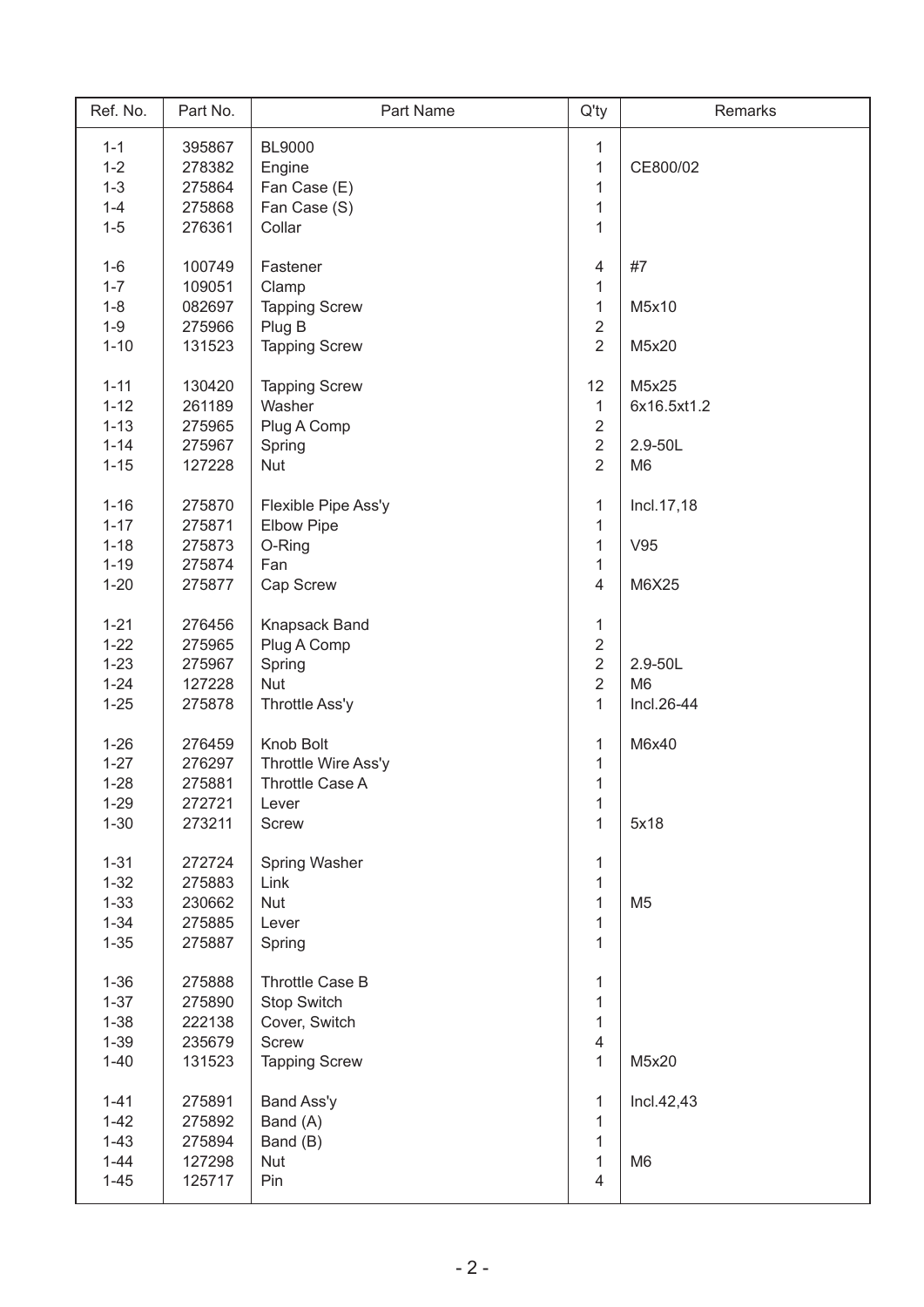| Ref. No. | Part No. | Part Name | Q'ty | Remarks |
|---|---|---|---|---|
| 1-1 | 395867 | BL9000 | 1 | |
| 1-2 | 278382 | Engine | 1 | CE800/02 |
| 1-3 | 275864 | Fan Case (E) | 1 | |
| 1-4 | 275868 | Fan Case (S) | 1 | |
| 1-5 | 276361 | Collar | 1 | |
| 1-6 | 100749 | Fastener | 4 | #7 |
| 1-7 | 109051 | Clamp | 1 | |
| 1-8 | 082697 | Tapping Screw | 1 | M5x10 |
| 1-9 | 275966 | Plug B | 2 | |
| 1-10 | 131523 | Tapping Screw | 2 | M5x20 |
| 1-11 | 130420 | Tapping Screw | 12 | M5x25 |
| 1-12 | 261189 | Washer | 1 | 6x16.5xt1.2 |
| 1-13 | 275965 | Plug A Comp | 2 | |
| 1-14 | 275967 | Spring | 2 | 2.9-50L |
| 1-15 | 127228 | Nut | 2 | M6 |
| 1-16 | 275870 | Flexible Pipe Ass'y | 1 | Incl.17,18 |
| 1-17 | 275871 | Elbow Pipe | 1 | |
| 1-18 | 275873 | O-Ring | 1 | V95 |
| 1-19 | 275874 | Fan | 1 | |
| 1-20 | 275877 | Cap Screw | 4 | M6X25 |
| 1-21 | 276456 | Knapsack Band | 1 | |
| 1-22 | 275965 | Plug A Comp | 2 | |
| 1-23 | 275967 | Spring | 2 | 2.9-50L |
| 1-24 | 127228 | Nut | 2 | M6 |
| 1-25 | 275878 | Throttle Ass'y | 1 | Incl.26-44 |
| 1-26 | 276459 | Knob Bolt | 1 | M6x40 |
| 1-27 | 276297 | Throttle Wire Ass'y | 1 | |
| 1-28 | 275881 | Throttle Case A | 1 | |
| 1-29 | 272721 | Lever | 1 | |
| 1-30 | 273211 | Screw | 1 | 5x18 |
| 1-31 | 272724 | Spring Washer | 1 | |
| 1-32 | 275883 | Link | 1 | |
| 1-33 | 230662 | Nut | 1 | M5 |
| 1-34 | 275885 | Lever | 1 | |
| 1-35 | 275887 | Spring | 1 | |
| 1-36 | 275888 | Throttle Case B | 1 | |
| 1-37 | 275890 | Stop Switch | 1 | |
| 1-38 | 222138 | Cover, Switch | 1 | |
| 1-39 | 235679 | Screw | 4 | |
| 1-40 | 131523 | Tapping Screw | 1 | M5x20 |
| 1-41 | 275891 | Band Ass'y | 1 | Incl.42,43 |
| 1-42 | 275892 | Band (A) | 1 | |
| 1-43 | 275894 | Band (B) | 1 | |
| 1-44 | 127298 | Nut | 1 | M6 |
| 1-45 | 125717 | Pin | 4 | |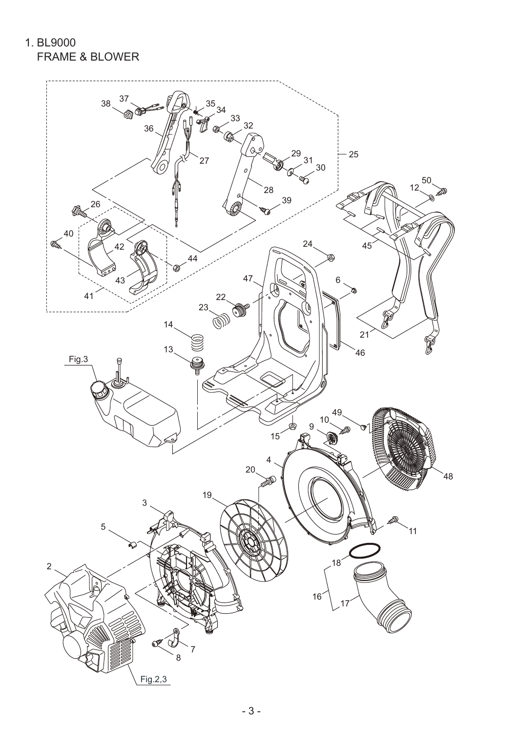# 1. BL9000

## FRAME & BLOWER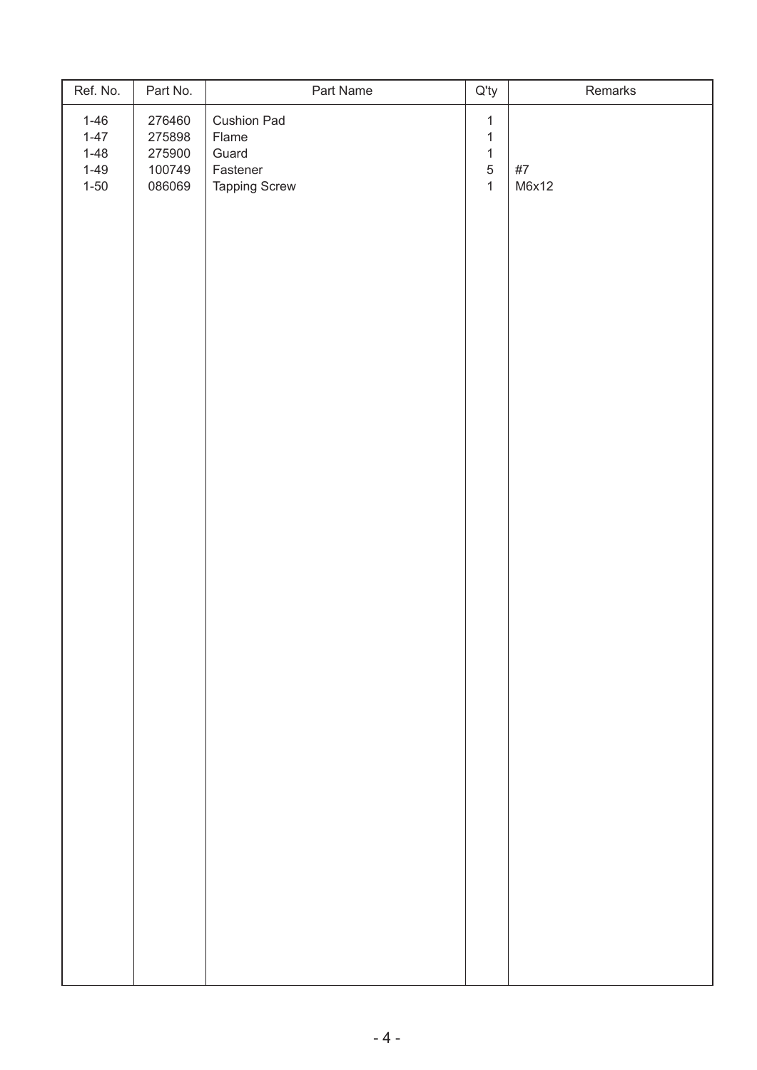| Ref. No. | Part No. | Part Name | Q'ty | Remarks |
|---|---|---|---|---|
| 1-46 | 276460 | Cushion Pad | 1 | |
| 1-47 | 275898 | Flame | 1 | |
| 1-48 | 275900 | Guard | 1 | |
| 1-49 | 100749 | Fastener | 5 | #7 |
| 1-50 | 086069 | Tapping Screw | 1 | M6x12 |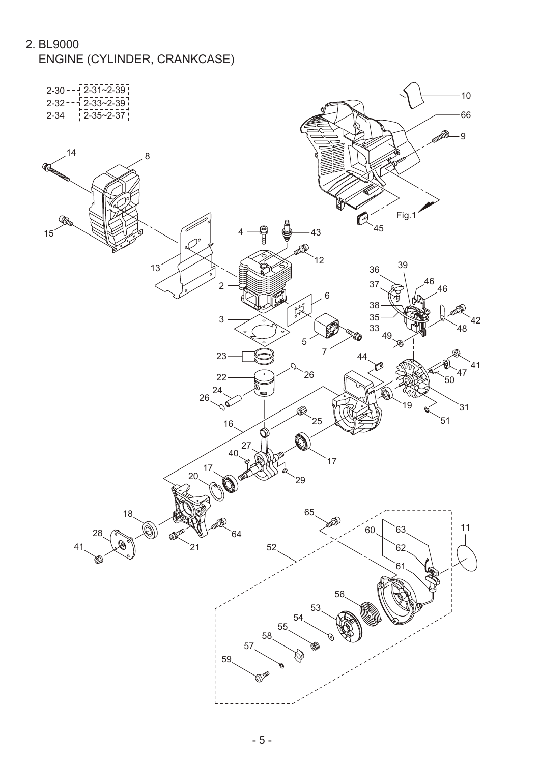## 2. BL9000
ENGINE (CYLINDER, CRANKCASE)

| | |
|---|---|
| 2-30 | 2-31~2-39 |
| 2-32 | 2-33~2-39 |
| 2-34 | 2-35~2-37 |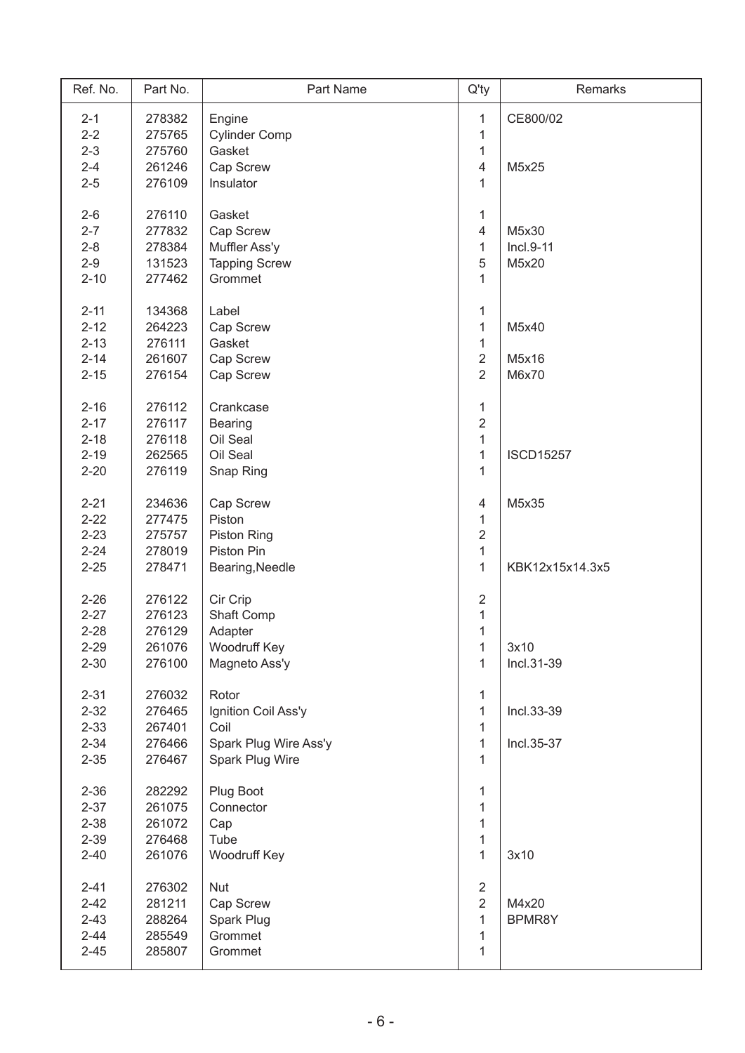| Ref. No. | Part No. | Part Name | Q'ty | Remarks |
|---|---|---|---|---|
| 2-1 | 278382 | Engine | 1 | CE800/02 |
| 2-2 | 275765 | Cylinder Comp | 1 | |
| 2-3 | 275760 | Gasket | 1 | |
| 2-4 | 261246 | Cap Screw | 4 | M5x25 |
| 2-5 | 276109 | Insulator | 1 | |
| 2-6 | 276110 | Gasket | 1 | |
| 2-7 | 277832 | Cap Screw | 4 | M5x30 |
| 2-8 | 278384 | Muffler Ass'y | 1 | Incl.9-11 |
| 2-9 | 131523 | Tapping Screw | 5 | M5x20 |
| 2-10 | 277462 | Grommet | 1 | |
| 2-11 | 134368 | Label | 1 | |
| 2-12 | 264223 | Cap Screw | 1 | M5x40 |
| 2-13 | 276111 | Gasket | 1 | |
| 2-14 | 261607 | Cap Screw | 2 | M5x16 |
| 2-15 | 276154 | Cap Screw | 2 | M6x70 |
| 2-16 | 276112 | Crankcase | 1 | |
| 2-17 | 276117 | Bearing | 2 | |
| 2-18 | 276118 | Oil Seal | 1 | |
| 2-19 | 262565 | Oil Seal | 1 | ISCD15257 |
| 2-20 | 276119 | Snap Ring | 1 | |
| 2-21 | 234636 | Cap Screw | 4 | M5x35 |
| 2-22 | 277475 | Piston | 1 | |
| 2-23 | 275757 | Piston Ring | 2 | |
| 2-24 | 278019 | Piston Pin | 1 | |
| 2-25 | 278471 | Bearing,Needle | 1 | KBK12x15x14.3x5 |
| 2-26 | 276122 | Cir Crip | 2 | |
| 2-27 | 276123 | Shaft Comp | 1 | |
| 2-28 | 276129 | Adapter | 1 | |
| 2-29 | 261076 | Woodruff Key | 1 | 3x10 |
| 2-30 | 276100 | Magneto Ass'y | 1 | Incl.31-39 |
| 2-31 | 276032 | Rotor | 1 | |
| 2-32 | 276465 | Ignition Coil Ass'y | 1 | Incl.33-39 |
| 2-33 | 267401 | Coil | 1 | |
| 2-34 | 276466 | Spark Plug Wire Ass'y | 1 | Incl.35-37 |
| 2-35 | 276467 | Spark Plug Wire | 1 | |
| 2-36 | 282292 | Plug Boot | 1 | |
| 2-37 | 261075 | Connector | 1 | |
| 2-38 | 261072 | Cap | 1 | |
| 2-39 | 276468 | Tube | 1 | |
| 2-40 | 261076 | Woodruff Key | 1 | 3x10 |
| 2-41 | 276302 | Nut | 2 | |
| 2-42 | 281211 | Cap Screw | 2 | M4x20 |
| 2-43 | 288264 | Spark Plug | 1 | BPMR8Y |
| 2-44 | 285549 | Grommet | 1 | |
| 2-45 | 285807 | Grommet | 1 | |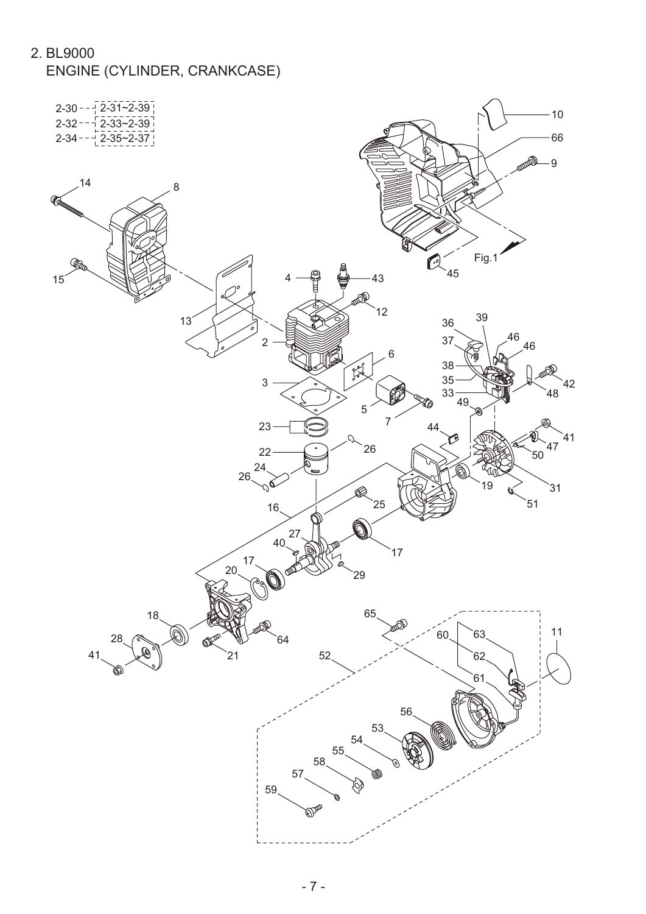## 2. BL9000
## ENGINE (CYLINDER, CRANKCASE)

| | |
|---|---|
| 2-30 | 2-31~2-39 |
| 2-32 | 2-33~2-39 |
| 2-34 | 2-35~2-37 |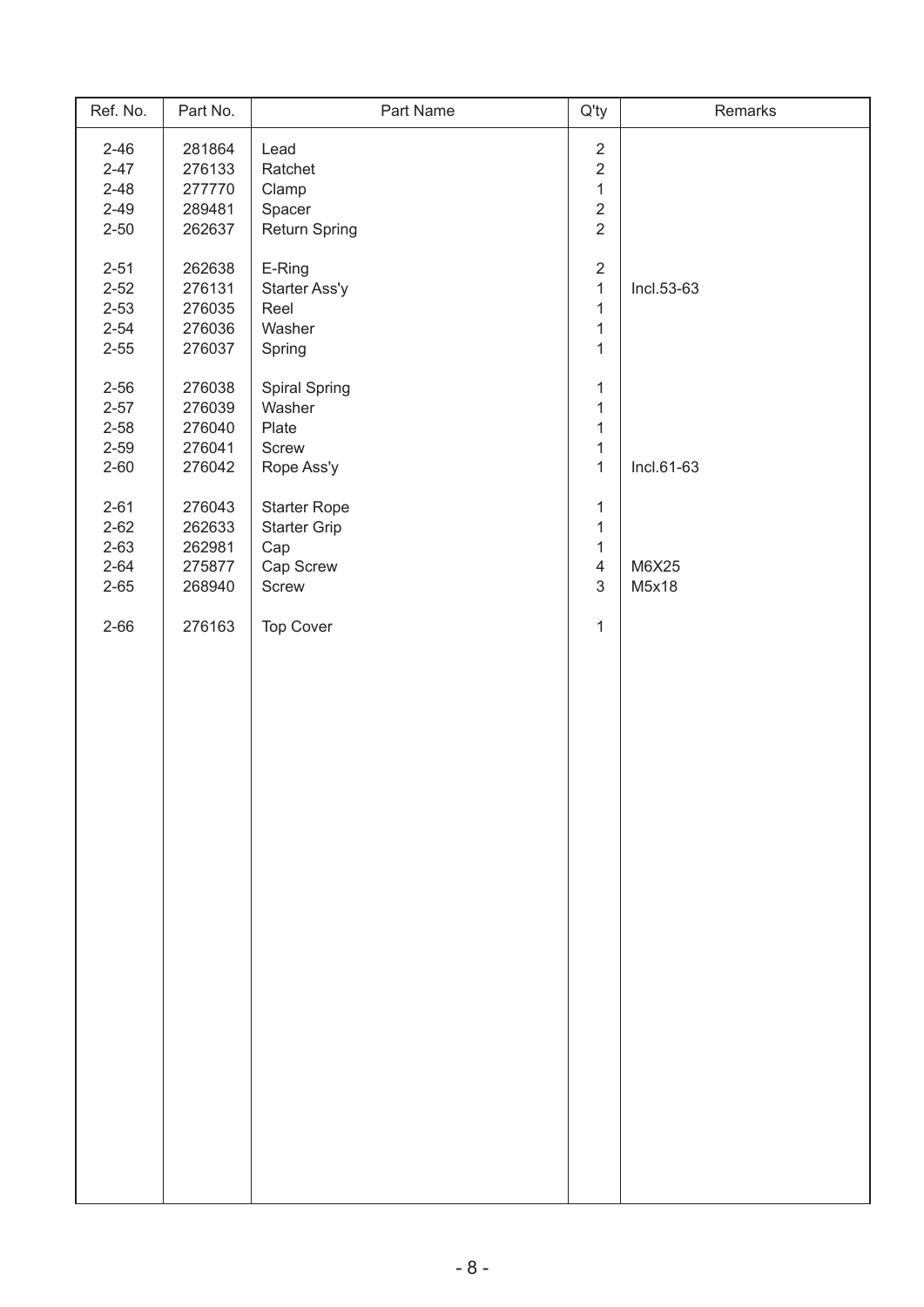| Ref. No. | Part No. | Part Name | Q'ty | Remarks |
|---|---|---|---|---|
| 2-46 | 281864 | Lead | 2 | |
| 2-47 | 276133 | Ratchet | 2 | |
| 2-48 | 277770 | Clamp | 1 | |
| 2-49 | 289481 | Spacer | 2 | |
| 2-50 | 262637 | Return Spring | 2 | |
| 2-51 | 262638 | E-Ring | 2 | |
| 2-52 | 276131 | Starter Ass'y | 1 | Incl.53-63 |
| 2-53 | 276035 | Reel | 1 | |
| 2-54 | 276036 | Washer | 1 | |
| 2-55 | 276037 | Spring | 1 | |
| 2-56 | 276038 | Spiral Spring | 1 | |
| 2-57 | 276039 | Washer | 1 | |
| 2-58 | 276040 | Plate | 1 | |
| 2-59 | 276041 | Screw | 1 | |
| 2-60 | 276042 | Rope Ass'y | 1 | Incl.61-63 |
| 2-61 | 276043 | Starter Rope | 1 | |
| 2-62 | 262633 | Starter Grip | 1 | |
| 2-63 | 262981 | Cap | 1 | |
| 2-64 | 275877 | Cap Screw | 4 | M6X25 |
| 2-65 | 268940 | Screw | 3 | M5x18 |
| 2-66 | 276163 | Top Cover | 1 | |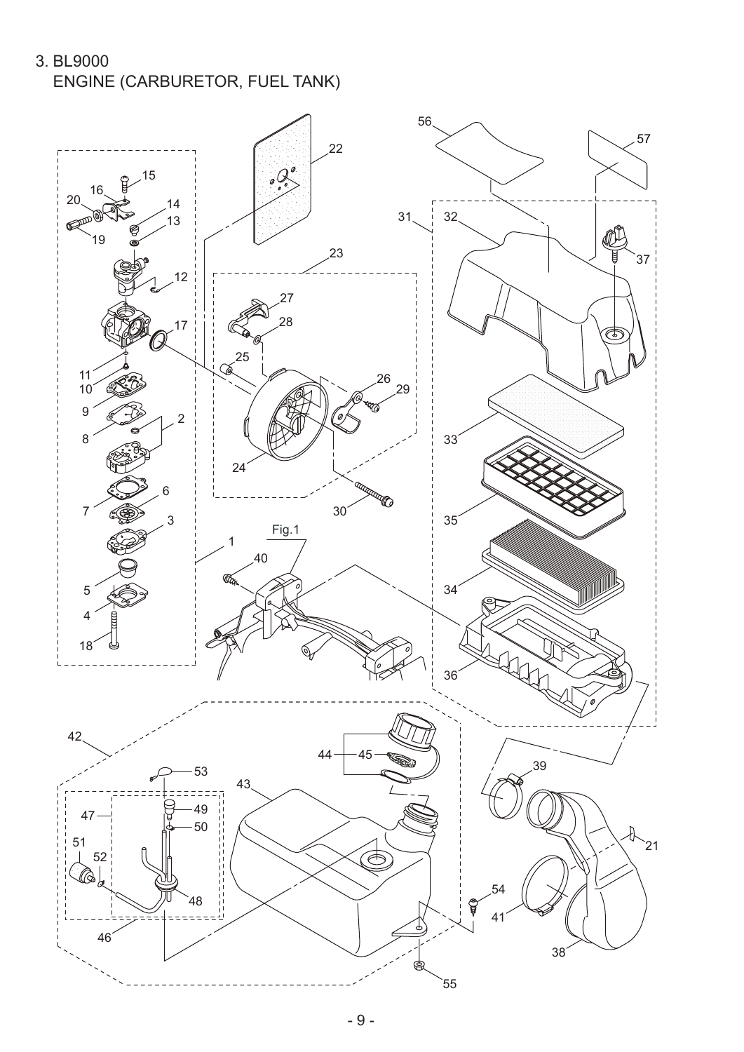## 3. BL9000

### ENGINE (CARBURETOR, FUEL TANK)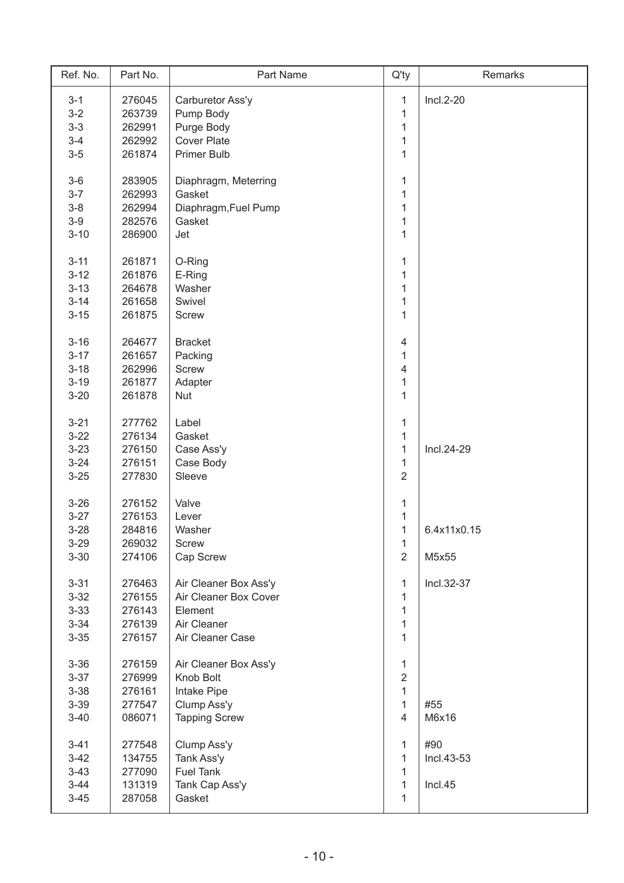| Ref. No. | Part No. | Part Name | Q'ty | Remarks |
|---|---|---|---|---|
| 3-1 | 276045 | Carburetor Ass'y | 1 | Incl.2-20 |
| 3-2 | 263739 | Pump Body | 1 | |
| 3-3 | 262991 | Purge Body | 1 | |
| 3-4 | 262992 | Cover Plate | 1 | |
| 3-5 | 261874 | Primer Bulb | 1 | |
| 3-6 | 283905 | Diaphragm, Meterring | 1 | |
| 3-7 | 262993 | Gasket | 1 | |
| 3-8 | 262994 | Diaphragm,Fuel Pump | 1 | |
| 3-9 | 282576 | Gasket | 1 | |
| 3-10 | 286900 | Jet | 1 | |
| 3-11 | 261871 | O-Ring | 1 | |
| 3-12 | 261876 | E-Ring | 1 | |
| 3-13 | 264678 | Washer | 1 | |
| 3-14 | 261658 | Swivel | 1 | |
| 3-15 | 261875 | Screw | 1 | |
| 3-16 | 264677 | Bracket | 4 | |
| 3-17 | 261657 | Packing | 1 | |
| 3-18 | 262996 | Screw | 4 | |
| 3-19 | 261877 | Adapter | 1 | |
| 3-20 | 261878 | Nut | 1 | |
| 3-21 | 277762 | Label | 1 | |
| 3-22 | 276134 | Gasket | 1 | |
| 3-23 | 276150 | Case Ass'y | 1 | Incl.24-29 |
| 3-24 | 276151 | Case Body | 1 | |
| 3-25 | 277830 | Sleeve | 2 | |
| 3-26 | 276152 | Valve | 1 | |
| 3-27 | 276153 | Lever | 1 | |
| 3-28 | 284816 | Washer | 1 | 6.4x11x0.15 |
| 3-29 | 269032 | Screw | 1 | |
| 3-30 | 274106 | Cap Screw | 2 | M5x55 |
| 3-31 | 276463 | Air Cleaner Box Ass'y | 1 | Incl.32-37 |
| 3-32 | 276155 | Air Cleaner Box Cover | 1 | |
| 3-33 | 276143 | Element | 1 | |
| 3-34 | 276139 | Air Cleaner | 1 | |
| 3-35 | 276157 | Air Cleaner Case | 1 | |
| 3-36 | 276159 | Air Cleaner Box Ass'y | 1 | |
| 3-37 | 276999 | Knob Bolt | 2 | |
| 3-38 | 276161 | Intake Pipe | 1 | |
| 3-39 | 277547 | Clump Ass'y | 1 | #55 |
| 3-40 | 086071 | Tapping Screw | 4 | M6x16 |
| 3-41 | 277548 | Clump Ass'y | 1 | #90 |
| 3-42 | 134755 | Tank Ass'y | 1 | Incl.43-53 |
| 3-43 | 277090 | Fuel Tank | 1 | |
| 3-44 | 131319 | Tank Cap Ass'y | 1 | Incl.45 |
| 3-45 | 287058 | Gasket | 1 | |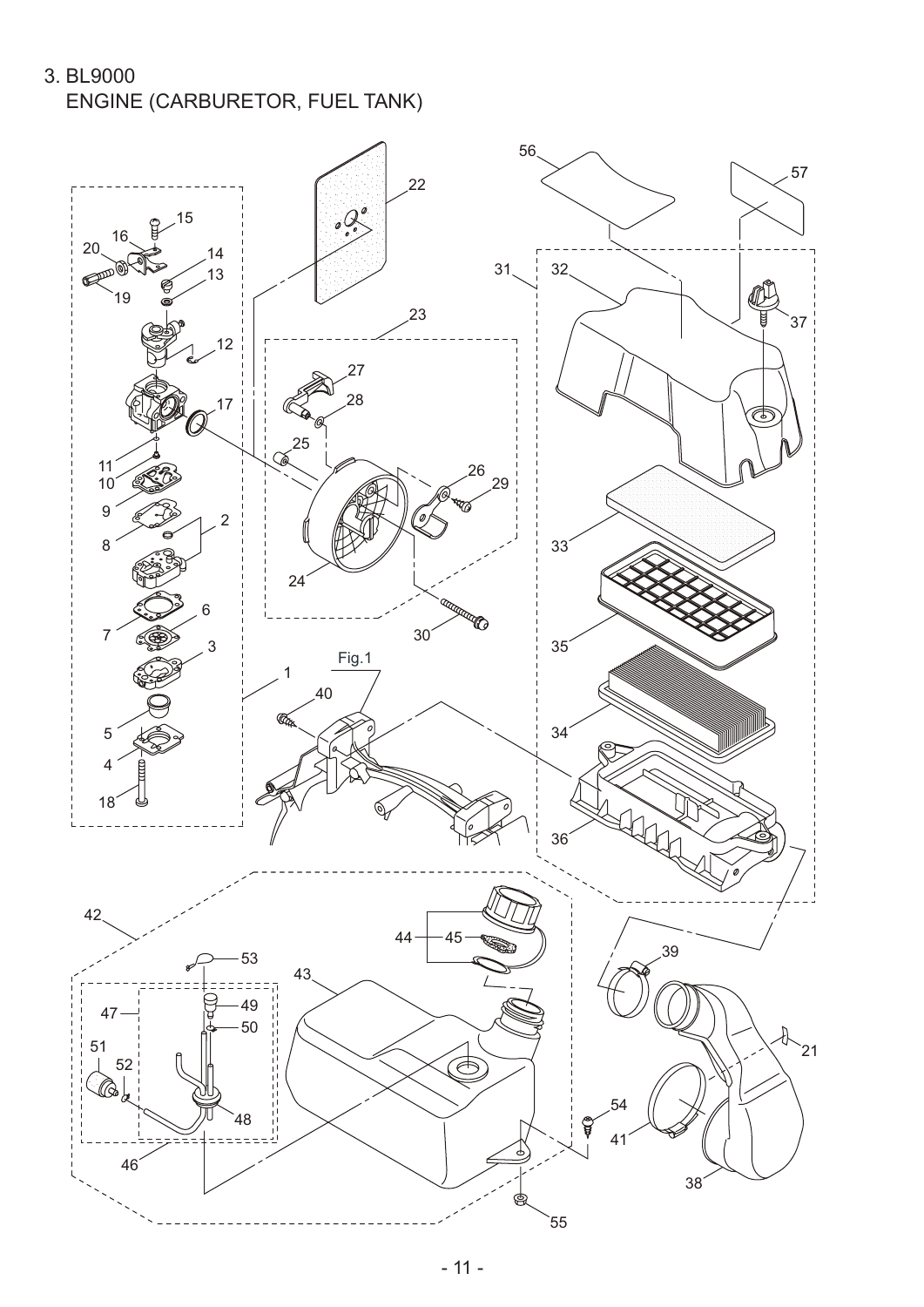# 3. BL9000

## ENGINE (CARBURETOR, FUEL TANK)

Fig.1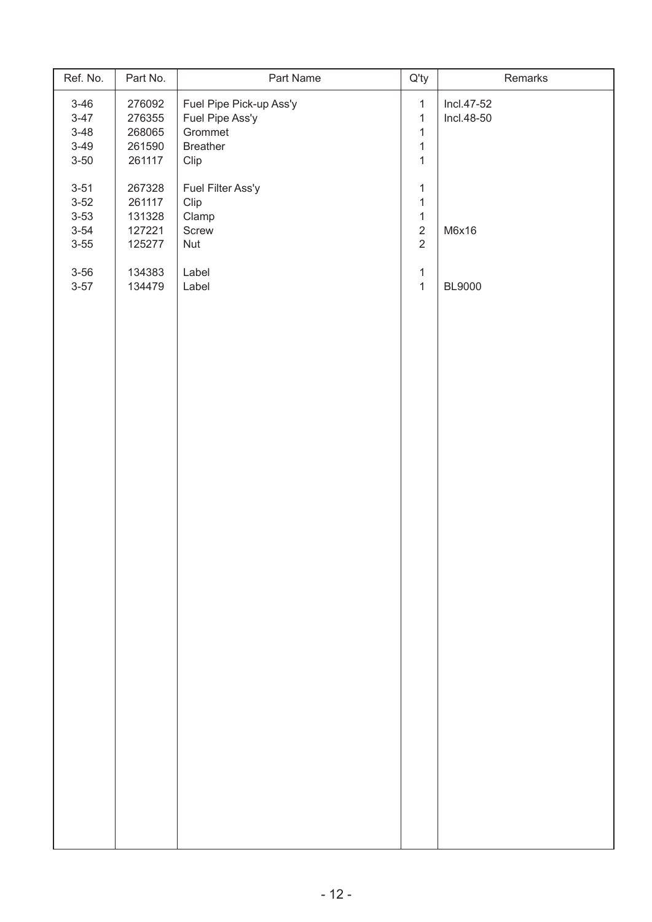| Ref. No. | Part No. | Part Name | Q'ty | Remarks |
|---|---|---|---|---|
| 3-46 | 276092 | Fuel Pipe Pick-up Ass'y | 1 | Incl.47-52 |
| 3-47 | 276355 | Fuel Pipe Ass'y | 1 | Incl.48-50 |
| 3-48 | 268065 | Grommet | 1 | |
| 3-49 | 261590 | Breather | 1 | |
| 3-50 | 261117 | Clip | 1 | |
| 3-51 | 267328 | Fuel Filter Ass'y | 1 | |
| 3-52 | 261117 | Clip | 1 | |
| 3-53 | 131328 | Clamp | 1 | |
| 3-54 | 127221 | Screw | 2 | M6x16 |
| 3-55 | 125277 | Nut | 2 | |
| 3-56 | 134383 | Label | 1 | |
| 3-57 | 134479 | Label | 1 | BL9000 |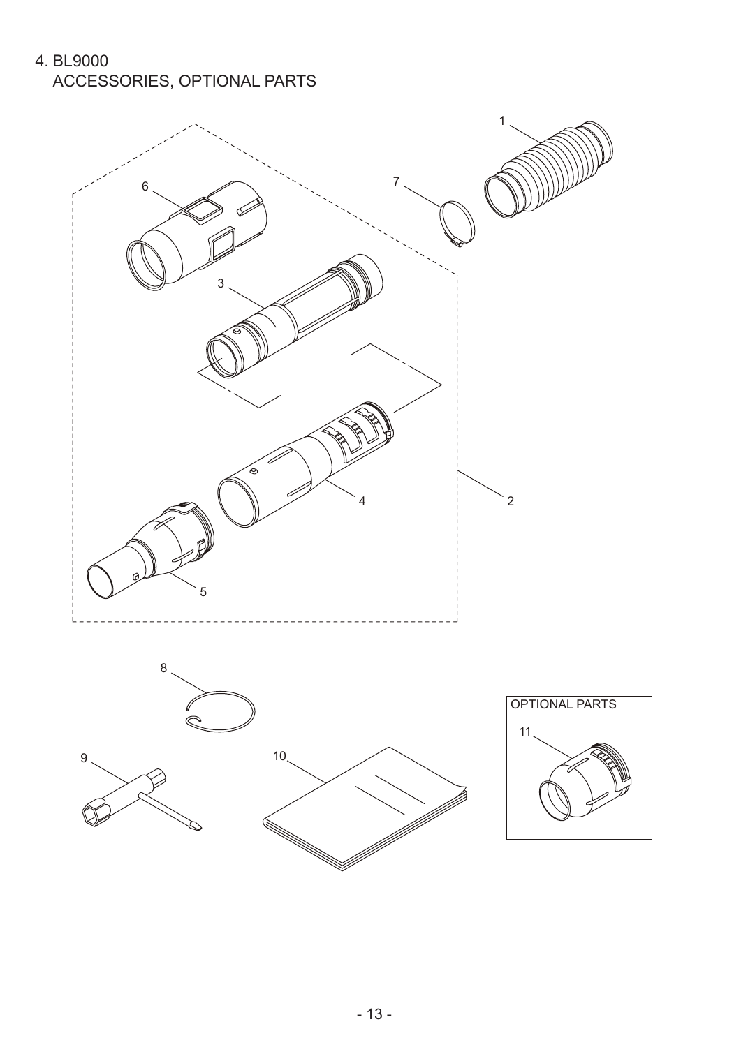# 4. BL9000

## ACCESSORIES, OPTIONAL PARTS

OPTIONAL PARTS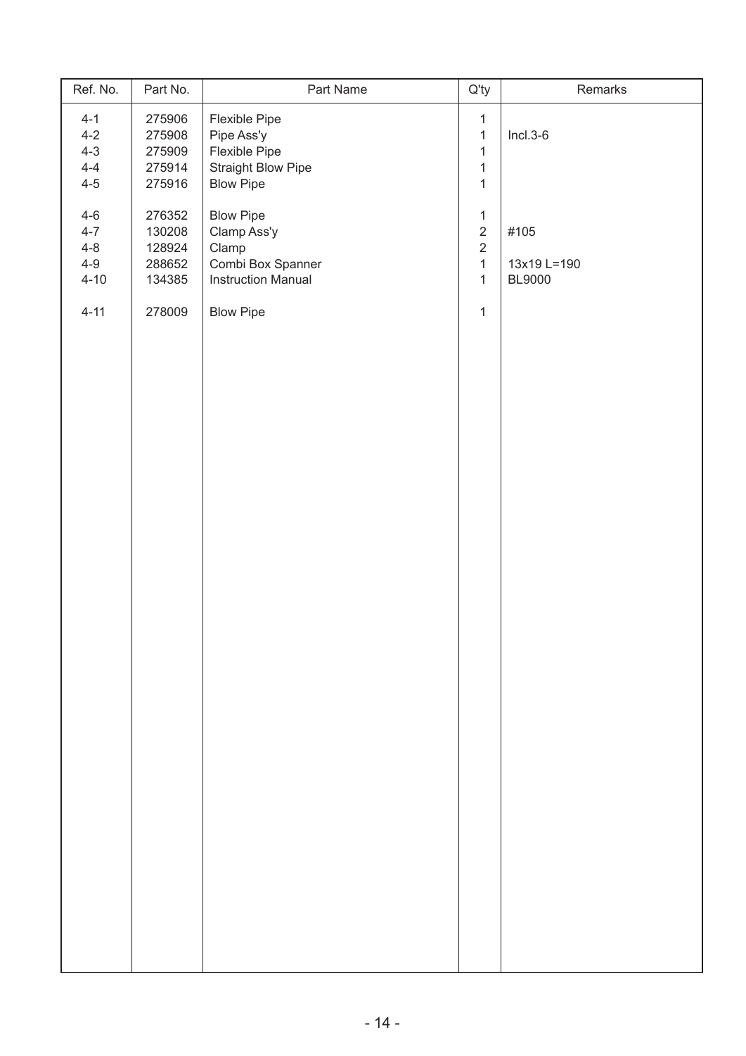| Ref. No. | Part No. | Part Name | Q'ty | Remarks |
|---|---|---|---|---|
| 4-1 | 275906 | Flexible Pipe | 1 | |
| 4-2 | 275908 | Pipe Ass'y | 1 | Incl.3-6 |
| 4-3 | 275909 | Flexible Pipe | 1 | |
| 4-4 | 275914 | Straight Blow Pipe | 1 | |
| 4-5 | 275916 | Blow Pipe | 1 | |
| 4-6 | 276352 | Blow Pipe | 1 | |
| 4-7 | 130208 | Clamp Ass'y | 2 | #105 |
| 4-8 | 128924 | Clamp | 2 | |
| 4-9 | 288652 | Combi Box Spanner | 1 | 13x19 L=190 |
| 4-10 | 134385 | Instruction Manual | 1 | BL9000 |
| 4-11 | 278009 | Blow Pipe | 1 | |